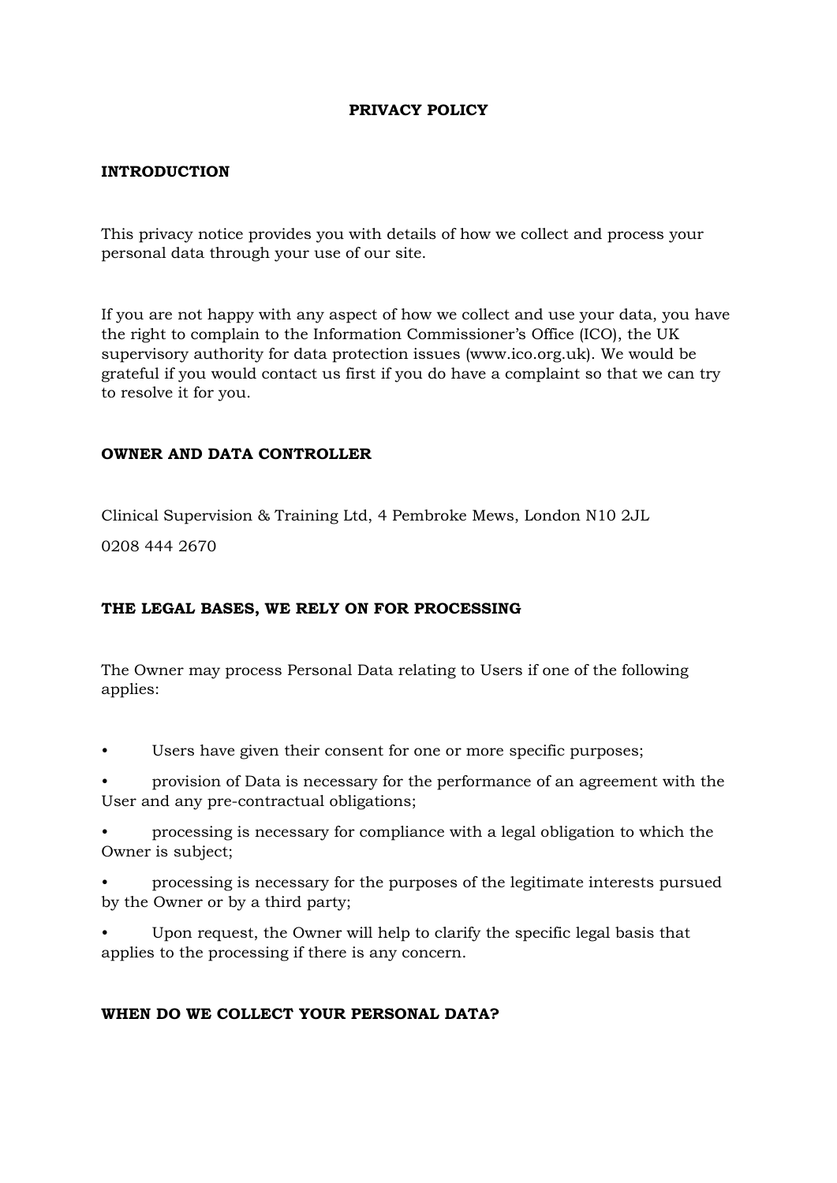# PRIVACY POLICY

## INTRODUCTION

This privacy notice provides you with details of how we collect and process your personal data through your use of our site.

If you are not happy with any aspect of how we collect and use your data, you have the right to complain to the Information Commissioner's Office (ICO), the UK supervisory authority for data protection issues (www.ico.org.uk). We would be grateful if you would contact us first if you do have a complaint so that we can try to resolve it for you.

## OWNER AND DATA CONTROLLER

Clinical Supervision & Training Ltd, 4 Pembroke Mews, London N10 2JL

0208 444 2670

## THE LEGAL BASES, WE RELY ON FOR PROCESSING

The Owner may process Personal Data relating to Users if one of the following applies:

- Users have given their consent for one or more specific purposes;
- provision of Data is necessary for the performance of an agreement with the User and any pre-contractual obligations;
- processing is necessary for compliance with a legal obligation to which the Owner is subject;
- processing is necessary for the purposes of the legitimate interests pursued by the Owner or by a third party;
- Upon request, the Owner will help to clarify the specific legal basis that applies to the processing if there is any concern.

## WHEN DO WE COLLECT YOUR PERSONAL DATA?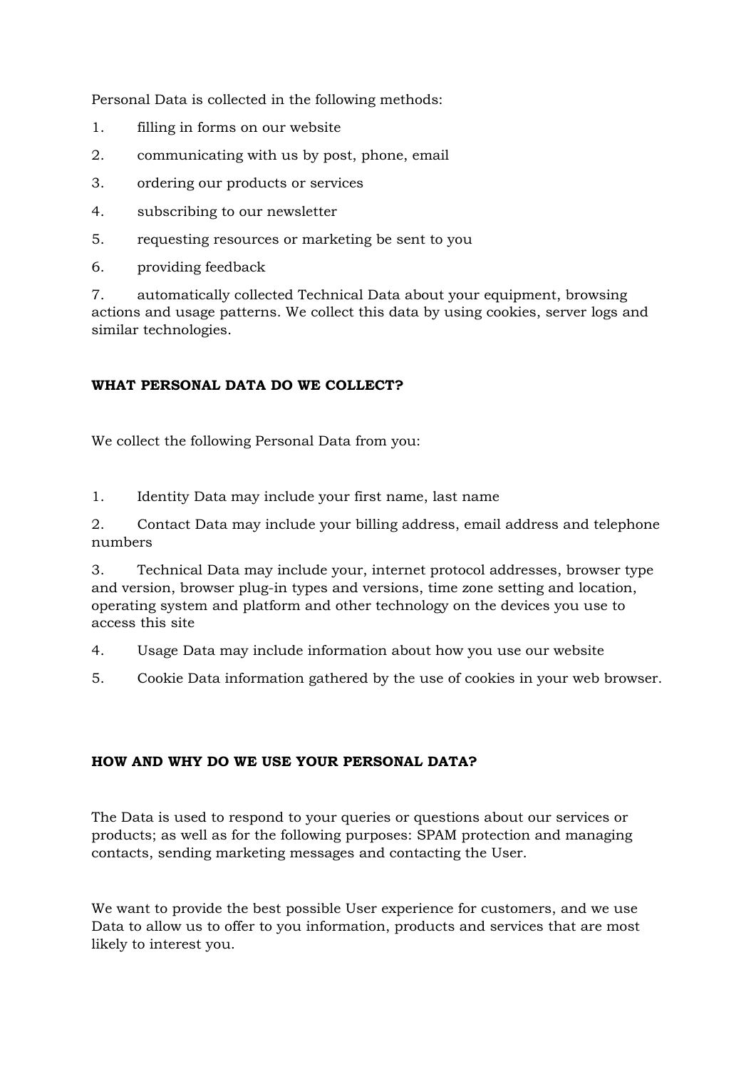Personal Data is collected in the following methods:

1. filling in forms on our website
2. communicating with us by post, phone, email
3. ordering our products or services
4. subscribing to our newsletter
5. requesting resources or marketing be sent to you
6. providing feedback
7. automatically collected Technical Data about your equipment, browsing actions and usage patterns. We collect this data by using cookies, server logs and similar technologies.

**WHAT PERSONAL DATA DO WE COLLECT?**

We collect the following Personal Data from you:

1. Identity Data may include your first name, last name
2. Contact Data may include your billing address, email address and telephone numbers
3. Technical Data may include your, internet protocol addresses, browser type and version, browser plug-in types and versions, time zone setting and location, operating system and platform and other technology on the devices you use to access this site
4. Usage Data may include information about how you use our website
5. Cookie Data information gathered by the use of cookies in your web browser.

**HOW AND WHY DO WE USE YOUR PERSONAL DATA?**

The Data is used to respond to your queries or questions about our services or products; as well as for the following purposes: SPAM protection and managing contacts, sending marketing messages and contacting the User.

We want to provide the best possible User experience for customers, and we use Data to allow us to offer to you information, products and services that are most likely to interest you.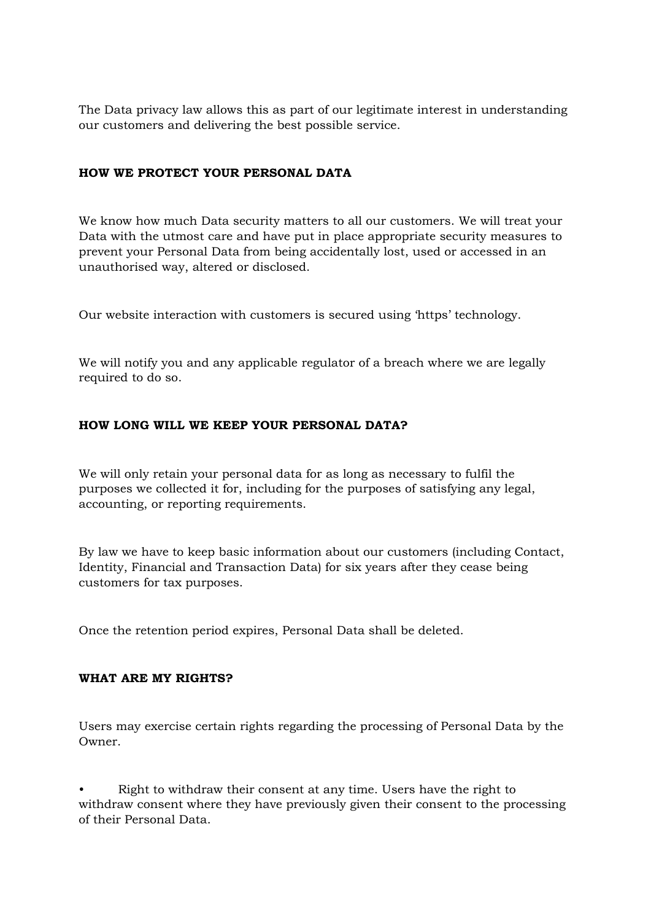The Data privacy law allows this as part of our legitimate interest in understanding our customers and delivering the best possible service.

## HOW WE PROTECT YOUR PERSONAL DATA

We know how much Data security matters to all our customers. We will treat your Data with the utmost care and have put in place appropriate security measures to prevent your Personal Data from being accidentally lost, used or accessed in an unauthorised way, altered or disclosed.

Our website interaction with customers is secured using 'https' technology.

We will notify you and any applicable regulator of a breach where we are legally required to do so.

## HOW LONG WILL WE KEEP YOUR PERSONAL DATA?

We will only retain your personal data for as long as necessary to fulfil the purposes we collected it for, including for the purposes of satisfying any legal, accounting, or reporting requirements.

By law we have to keep basic information about our customers (including Contact, Identity, Financial and Transaction Data) for six years after they cease being customers for tax purposes.

Once the retention period expires, Personal Data shall be deleted.

## WHAT ARE MY RIGHTS?

Users may exercise certain rights regarding the processing of Personal Data by the Owner.

- Right to withdraw their consent at any time. Users have the right to withdraw consent where they have previously given their consent to the processing of their Personal Data.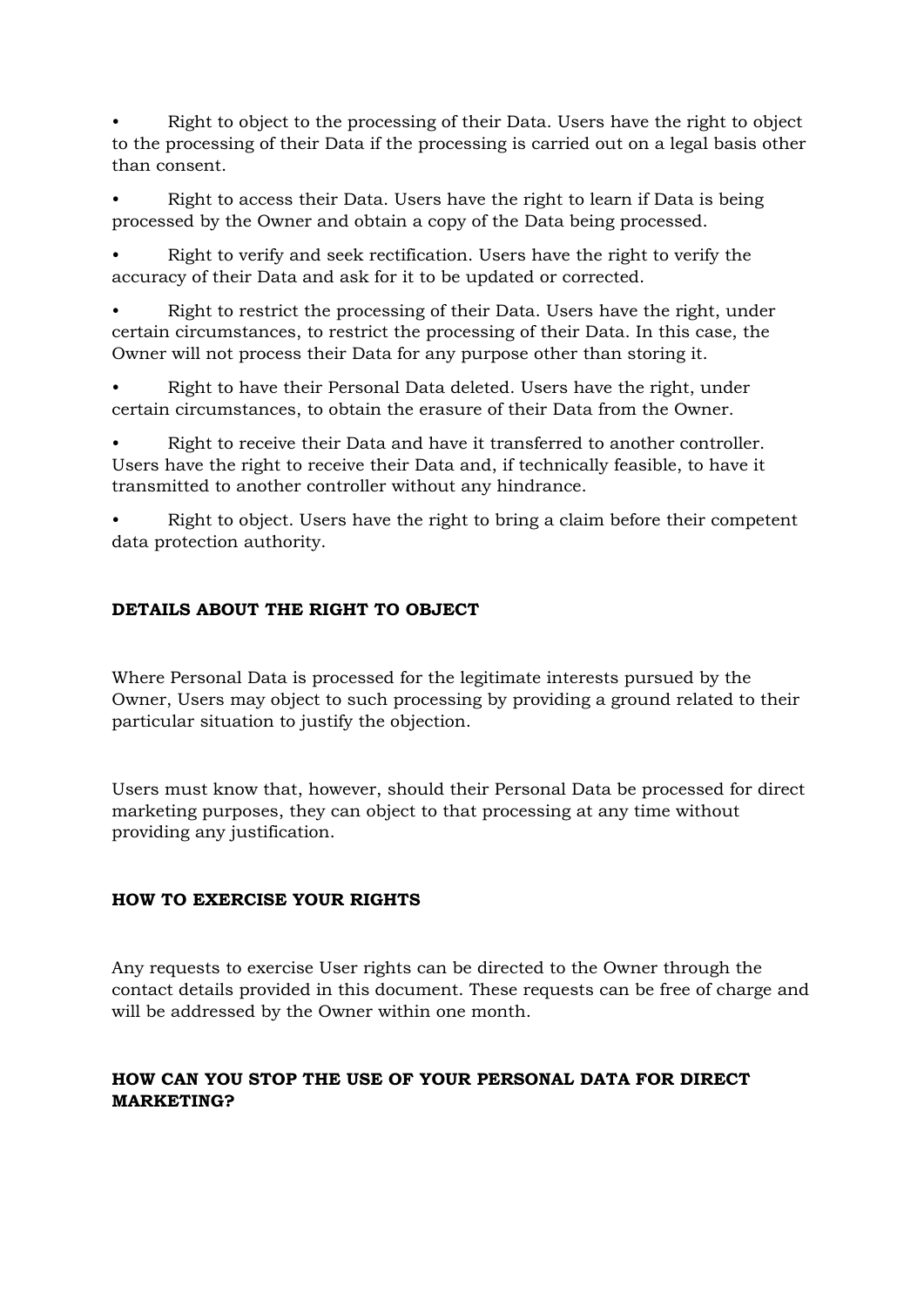- Right to object to the processing of their Data. Users have the right to object to the processing of their Data if the processing is carried out on a legal basis other than consent.
- Right to access their Data. Users have the right to learn if Data is being processed by the Owner and obtain a copy of the Data being processed.
- Right to verify and seek rectification. Users have the right to verify the accuracy of their Data and ask for it to be updated or corrected.
- Right to restrict the processing of their Data. Users have the right, under certain circumstances, to restrict the processing of their Data. In this case, the Owner will not process their Data for any purpose other than storing it.
- Right to have their Personal Data deleted. Users have the right, under certain circumstances, to obtain the erasure of their Data from the Owner.
- Right to receive their Data and have it transferred to another controller. Users have the right to receive their Data and, if technically feasible, to have it transmitted to another controller without any hindrance.
- Right to object. Users have the right to bring a claim before their competent data protection authority.

**DETAILS ABOUT THE RIGHT TO OBJECT**

Where Personal Data is processed for the legitimate interests pursued by the Owner, Users may object to such processing by providing a ground related to their particular situation to justify the objection.

Users must know that, however, should their Personal Data be processed for direct marketing purposes, they can object to that processing at any time without providing any justification.

**HOW TO EXERCISE YOUR RIGHTS**

Any requests to exercise User rights can be directed to the Owner through the contact details provided in this document. These requests can be free of charge and will be addressed by the Owner within one month.

**HOW CAN YOU STOP THE USE OF YOUR PERSONAL DATA FOR DIRECT MARKETING?**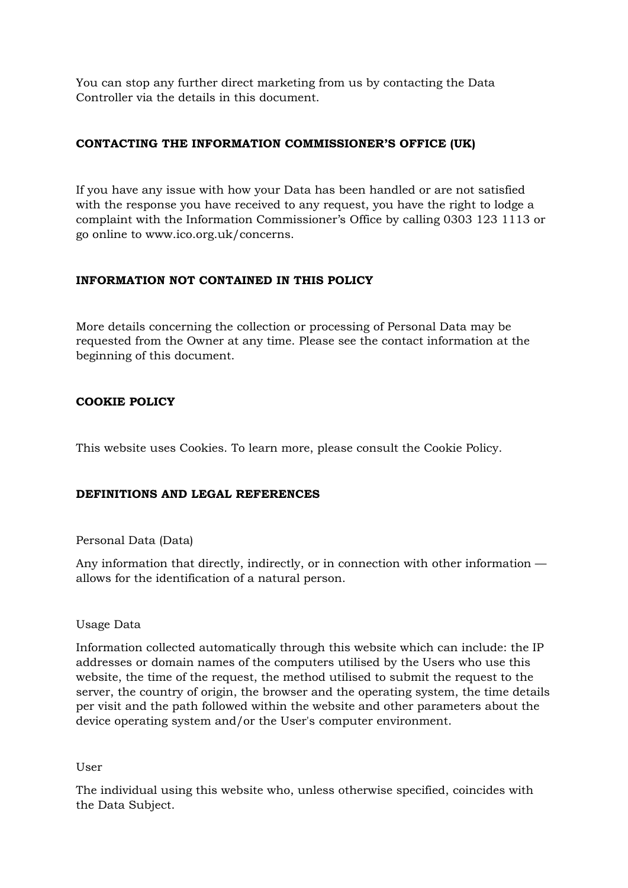You can stop any further direct marketing from us by contacting the Data Controller via the details in this document.

**CONTACTING THE INFORMATION COMMISSIONER'S OFFICE (UK)**

If you have any issue with how your Data has been handled or are not satisfied with the response you have received to any request, you have the right to lodge a complaint with the Information Commissioner's Office by calling 0303 123 1113 or go online to www.ico.org.uk/concerns.

**INFORMATION NOT CONTAINED IN THIS POLICY**

More details concerning the collection or processing of Personal Data may be requested from the Owner at any time. Please see the contact information at the beginning of this document.

**COOKIE POLICY**

This website uses Cookies. To learn more, please consult the Cookie Policy.

**DEFINITIONS AND LEGAL REFERENCES**

Personal Data (Data)

Any information that directly, indirectly, or in connection with other information — allows for the identification of a natural person.

Usage Data

Information collected automatically through this website which can include: the IP addresses or domain names of the computers utilised by the Users who use this website, the time of the request, the method utilised to submit the request to the server, the country of origin, the browser and the operating system, the time details per visit and the path followed within the website and other parameters about the device operating system and/or the User's computer environment.

User

The individual using this website who, unless otherwise specified, coincides with the Data Subject.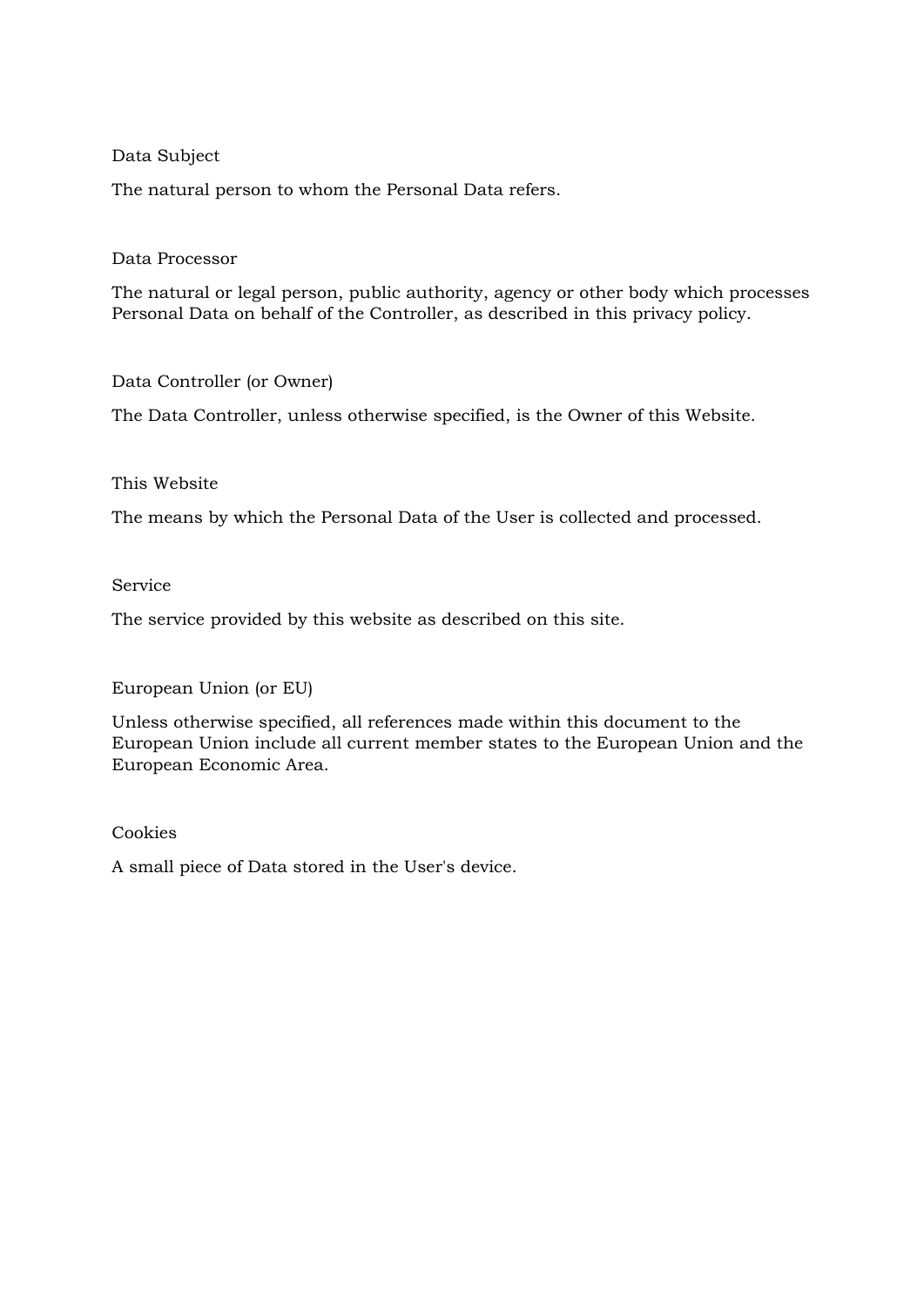Data Subject

The natural person to whom the Personal Data refers.

Data Processor

The natural or legal person, public authority, agency or other body which processes Personal Data on behalf of the Controller, as described in this privacy policy.

Data Controller (or Owner)

The Data Controller, unless otherwise specified, is the Owner of this Website.

This Website

The means by which the Personal Data of the User is collected and processed.

Service

The service provided by this website as described on this site.

European Union (or EU)

Unless otherwise specified, all references made within this document to the European Union include all current member states to the European Union and the European Economic Area.

Cookies

A small piece of Data stored in the User's device.